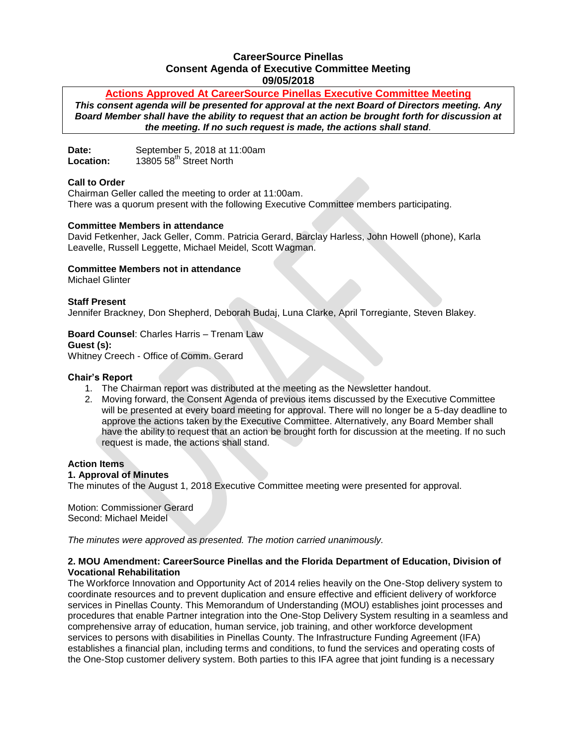# CareerSource Pinellas
## Consent Agenda of Executive Committee Meeting
## 09/05/2018

**Actions Approved At CareerSource Pinellas Executive Committee Meeting**

***This consent agenda will be presented for approval at the next Board of Directors meeting. Any Board Member shall have the ability to request that an action be brought forth for discussion at the meeting. If no such request is made, the actions shall stand.***

**Date:** September 5, 2018 at 11:00am
**Location:** 13805 58th Street North

**Call to Order**
Chairman Geller called the meeting to order at 11:00am.
There was a quorum present with the following Executive Committee members participating.

**Committee Members in attendance**
David Fetkenher, Jack Geller, Comm. Patricia Gerard, Barclay Harless, John Howell (phone), Karla Leavelle, Russell Leggette, Michael Meidel, Scott Wagman.

**Committee Members not in attendance**
Michael Glinter

**Staff Present**
Jennifer Brackney, Don Shepherd, Deborah Budaj, Luna Clarke, April Torregiante, Steven Blakey.

**Board Counsel**: Charles Harris – Trenam Law
**Guest (s):**
Whitney Creech - Office of Comm. Gerard

**Chair's Report**

1. The Chairman report was distributed at the meeting as the Newsletter handout.
2. Moving forward, the Consent Agenda of previous items discussed by the Executive Committee will be presented at every board meeting for approval. There will no longer be a 5-day deadline to approve the actions taken by the Executive Committee. Alternatively, any Board Member shall have the ability to request that an action be brought forth for discussion at the meeting. If no such request is made, the actions shall stand.

**Action Items**

**1. Approval of Minutes**
The minutes of the August 1, 2018 Executive Committee meeting were presented for approval.

Motion: Commissioner Gerard
Second: Michael Meidel

*The minutes were approved as presented. The motion carried unanimously.*

**2. MOU Amendment: CareerSource Pinellas and the Florida Department of Education, Division of Vocational Rehabilitation**
The Workforce Innovation and Opportunity Act of 2014 relies heavily on the One-Stop delivery system to coordinate resources and to prevent duplication and ensure effective and efficient delivery of workforce services in Pinellas County. This Memorandum of Understanding (MOU) establishes joint processes and procedures that enable Partner integration into the One-Stop Delivery System resulting in a seamless and comprehensive array of education, human service, job training, and other workforce development services to persons with disabilities in Pinellas County. The Infrastructure Funding Agreement (IFA) establishes a financial plan, including terms and conditions, to fund the services and operating costs of the One-Stop customer delivery system. Both parties to this IFA agree that joint funding is a necessary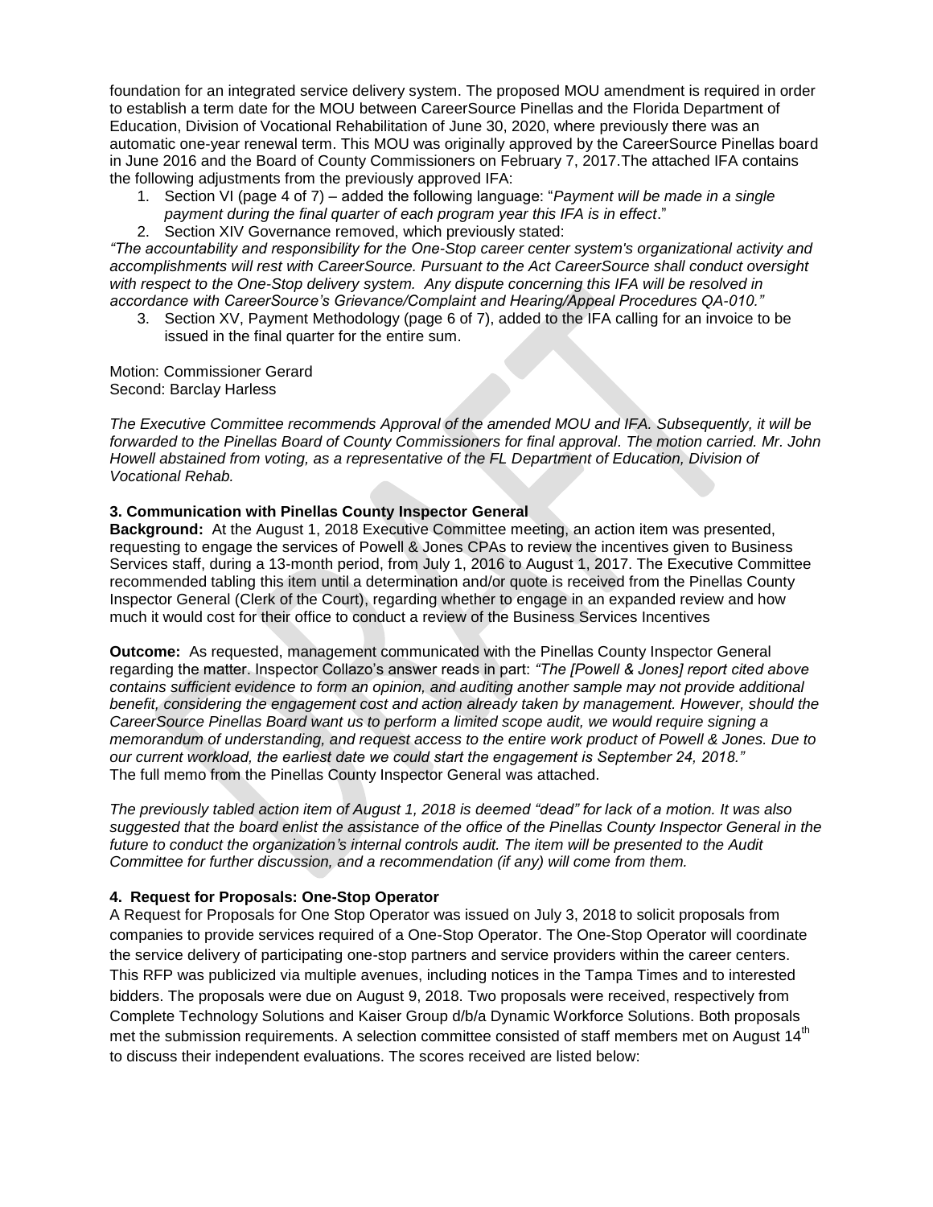foundation for an integrated service delivery system. The proposed MOU amendment is required in order to establish a term date for the MOU between CareerSource Pinellas and the Florida Department of Education, Division of Vocational Rehabilitation of June 30, 2020, where previously there was an automatic one-year renewal term. This MOU was originally approved by the CareerSource Pinellas board in June 2016 and the Board of County Commissioners on February 7, 2017.The attached IFA contains the following adjustments from the previously approved IFA:

1. Section VI (page 4 of 7) – added the following language: "*Payment will be made in a single payment during the final quarter of each program year this IFA is in effect*."
2. Section XIV Governance removed, which previously stated:

*"The accountability and responsibility for the One-Stop career center system's organizational activity and accomplishments will rest with CareerSource. Pursuant to the Act CareerSource shall conduct oversight with respect to the One-Stop delivery system. Any dispute concerning this IFA will be resolved in accordance with CareerSource's Grievance/Complaint and Hearing/Appeal Procedures QA-010."*

3. Section XV, Payment Methodology (page 6 of 7), added to the IFA calling for an invoice to be issued in the final quarter for the entire sum.

Motion: Commissioner Gerard
Second: Barclay Harless

*The Executive Committee recommends Approval of the amended MOU and IFA. Subsequently, it will be forwarded to the Pinellas Board of County Commissioners for final approval. The motion carried. Mr. John Howell abstained from voting, as a representative of the FL Department of Education, Division of Vocational Rehab.*

**3. Communication with Pinellas County Inspector General**

**Background:** At the August 1, 2018 Executive Committee meeting, an action item was presented, requesting to engage the services of Powell & Jones CPAs to review the incentives given to Business Services staff, during a 13-month period, from July 1, 2016 to August 1, 2017. The Executive Committee recommended tabling this item until a determination and/or quote is received from the Pinellas County Inspector General (Clerk of the Court), regarding whether to engage in an expanded review and how much it would cost for their office to conduct a review of the Business Services Incentives

**Outcome:** As requested, management communicated with the Pinellas County Inspector General regarding the matter. Inspector Collazo's answer reads in part: *"The [Powell & Jones] report cited above contains sufficient evidence to form an opinion, and auditing another sample may not provide additional benefit, considering the engagement cost and action already taken by management. However, should the CareerSource Pinellas Board want us to perform a limited scope audit, we would require signing a memorandum of understanding, and request access to the entire work product of Powell & Jones. Due to our current workload, the earliest date we could start the engagement is September 24, 2018."*
The full memo from the Pinellas County Inspector General was attached.

*The previously tabled action item of August 1, 2018 is deemed "dead" for lack of a motion. It was also suggested that the board enlist the assistance of the office of the Pinellas County Inspector General in the future to conduct the organization's internal controls audit. The item will be presented to the Audit Committee for further discussion, and a recommendation (if any) will come from them.*

**4. Request for Proposals: One-Stop Operator**

A Request for Proposals for One Stop Operator was issued on July 3, 2018 to solicit proposals from companies to provide services required of a One-Stop Operator. The One-Stop Operator will coordinate the service delivery of participating one-stop partners and service providers within the career centers. This RFP was publicized via multiple avenues, including notices in the Tampa Times and to interested bidders. The proposals were due on August 9, 2018. Two proposals were received, respectively from Complete Technology Solutions and Kaiser Group d/b/a Dynamic Workforce Solutions. Both proposals met the submission requirements. A selection committee consisted of staff members met on August 14th to discuss their independent evaluations. The scores received are listed below: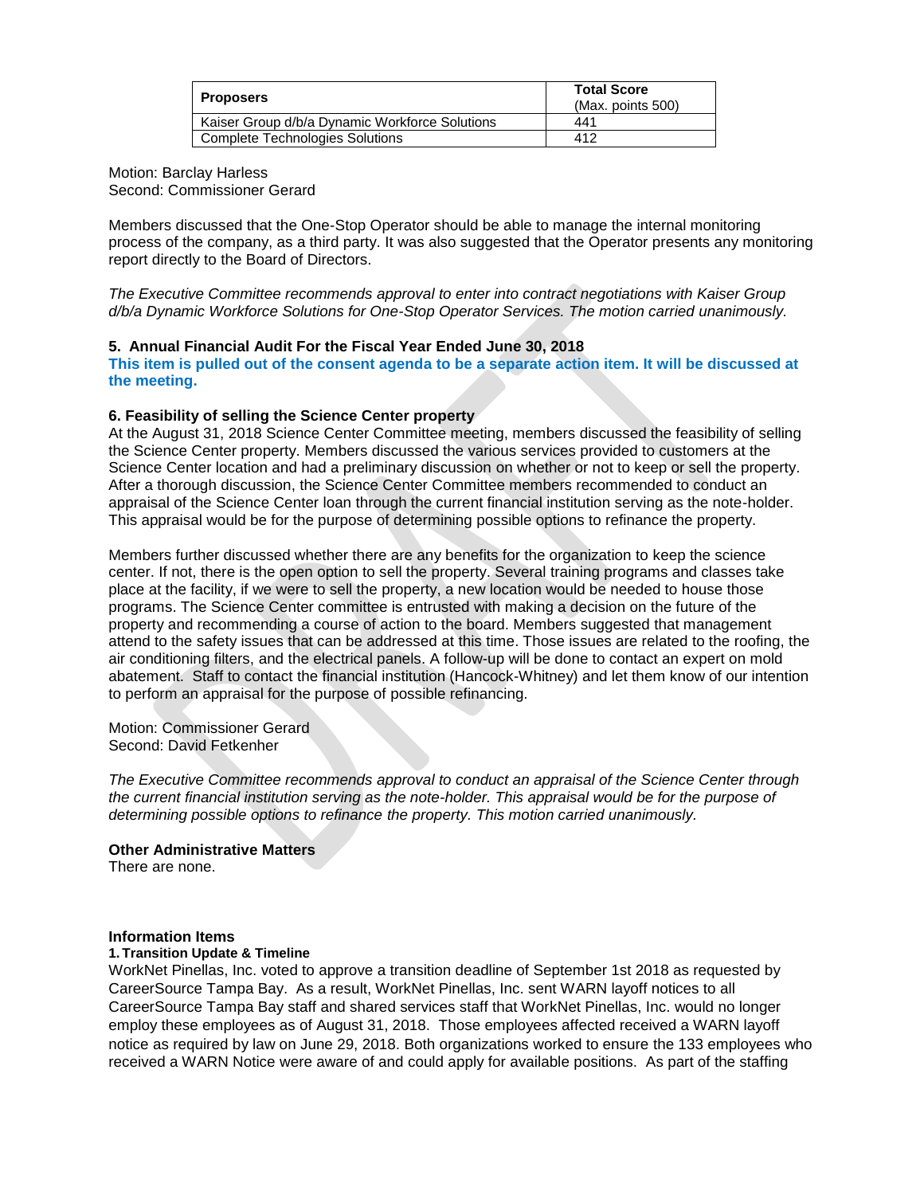| Proposers | Total Score (Max. points 500) |
| --- | --- |
| Kaiser Group d/b/a Dynamic Workforce Solutions | 441 |
| Complete Technologies Solutions | 412 |

Motion: Barclay Harless
Second: Commissioner Gerard

Members discussed that the One-Stop Operator should be able to manage the internal monitoring process of the company, as a third party. It was also suggested that the Operator presents any monitoring report directly to the Board of Directors.

*The Executive Committee recommends approval to enter into contract negotiations with Kaiser Group d/b/a Dynamic Workforce Solutions for One-Stop Operator Services. The motion carried unanimously.*

**5. Annual Financial Audit For the Fiscal Year Ended June 30, 2018**

**This item is pulled out of the consent agenda to be a separate action item. It will be discussed at the meeting.**

**6. Feasibility of selling the Science Center property**

At the August 31, 2018 Science Center Committee meeting, members discussed the feasibility of selling the Science Center property. Members discussed the various services provided to customers at the Science Center location and had a preliminary discussion on whether or not to keep or sell the property. After a thorough discussion, the Science Center Committee members recommended to conduct an appraisal of the Science Center loan through the current financial institution serving as the note-holder. This appraisal would be for the purpose of determining possible options to refinance the property.

Members further discussed whether there are any benefits for the organization to keep the science center. If not, there is the open option to sell the property. Several training programs and classes take place at the facility, if we were to sell the property, a new location would be needed to house those programs. The Science Center committee is entrusted with making a decision on the future of the property and recommending a course of action to the board. Members suggested that management attend to the safety issues that can be addressed at this time. Those issues are related to the roofing, the air conditioning filters, and the electrical panels. A follow-up will be done to contact an expert on mold abatement. Staff to contact the financial institution (Hancock-Whitney) and let them know of our intention to perform an appraisal for the purpose of possible refinancing.

Motion: Commissioner Gerard
Second: David Fetkenher

*The Executive Committee recommends approval to conduct an appraisal of the Science Center through the current financial institution serving as the note-holder. This appraisal would be for the purpose of determining possible options to refinance the property. This motion carried unanimously.*

**Other Administrative Matters**

There are none.

**Information Items**

**1. Transition Update & Timeline**

WorkNet Pinellas, Inc. voted to approve a transition deadline of September 1st 2018 as requested by CareerSource Tampa Bay. As a result, WorkNet Pinellas, Inc. sent WARN layoff notices to all CareerSource Tampa Bay staff and shared services staff that WorkNet Pinellas, Inc. would no longer employ these employees as of August 31, 2018. Those employees affected received a WARN layoff notice as required by law on June 29, 2018. Both organizations worked to ensure the 133 employees who received a WARN Notice were aware of and could apply for available positions. As part of the staffing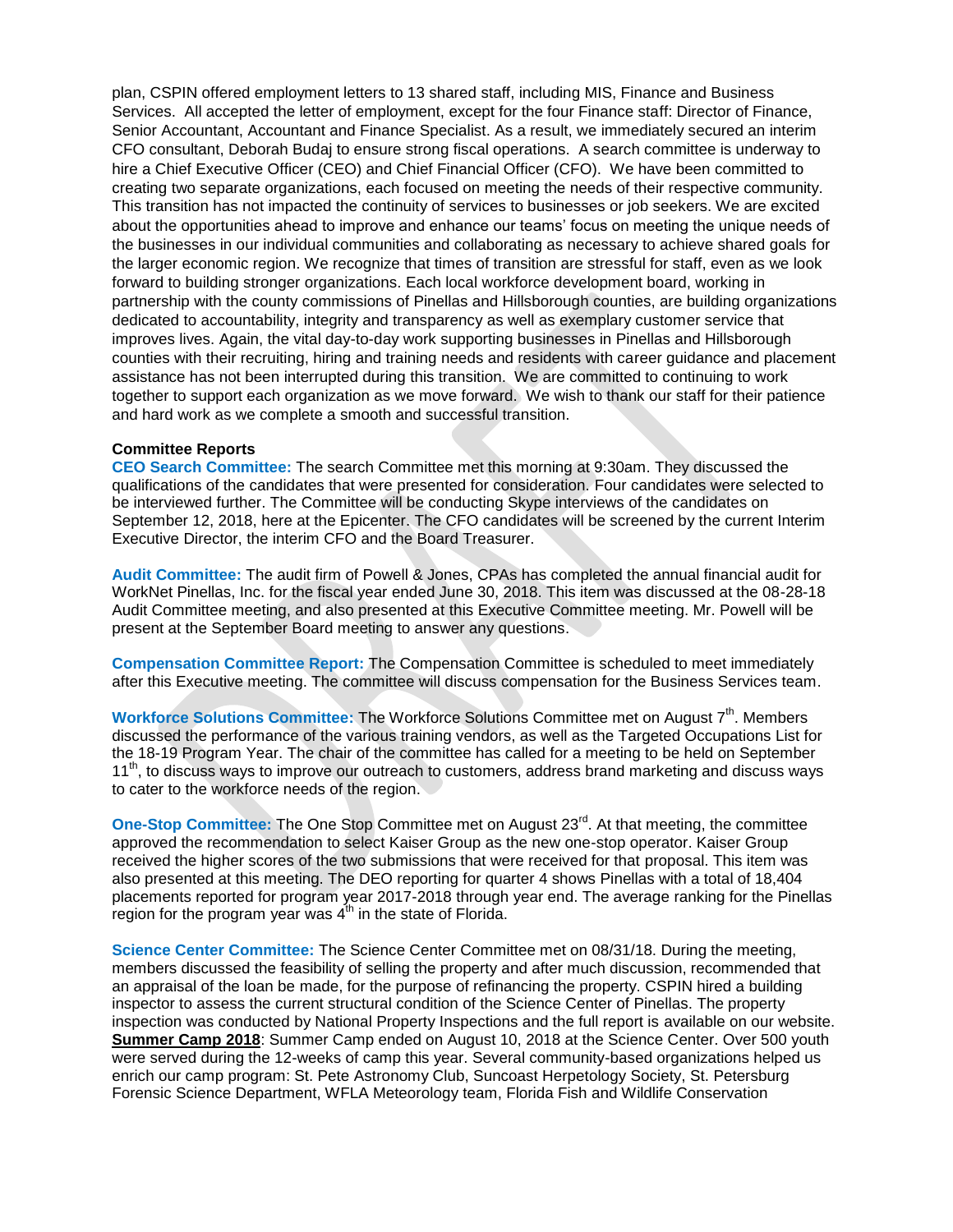plan, CSPIN offered employment letters to 13 shared staff, including MIS, Finance and Business Services. All accepted the letter of employment, except for the four Finance staff: Director of Finance, Senior Accountant, Accountant and Finance Specialist. As a result, we immediately secured an interim CFO consultant, Deborah Budaj to ensure strong fiscal operations. A search committee is underway to hire a Chief Executive Officer (CEO) and Chief Financial Officer (CFO). We have been committed to creating two separate organizations, each focused on meeting the needs of their respective community. This transition has not impacted the continuity of services to businesses or job seekers. We are excited about the opportunities ahead to improve and enhance our teams' focus on meeting the unique needs of the businesses in our individual communities and collaborating as necessary to achieve shared goals for the larger economic region. We recognize that times of transition are stressful for staff, even as we look forward to building stronger organizations. Each local workforce development board, working in partnership with the county commissions of Pinellas and Hillsborough counties, are building organizations dedicated to accountability, integrity and transparency as well as exemplary customer service that improves lives. Again, the vital day-to-day work supporting businesses in Pinellas and Hillsborough counties with their recruiting, hiring and training needs and residents with career guidance and placement assistance has not been interrupted during this transition. We are committed to continuing to work together to support each organization as we move forward. We wish to thank our staff for their patience and hard work as we complete a smooth and successful transition.

**Committee Reports**

**CEO Search Committee:** The search Committee met this morning at 9:30am. They discussed the qualifications of the candidates that were presented for consideration. Four candidates were selected to be interviewed further. The Committee will be conducting Skype interviews of the candidates on September 12, 2018, here at the Epicenter. The CFO candidates will be screened by the current Interim Executive Director, the interim CFO and the Board Treasurer.

**Audit Committee:** The audit firm of Powell & Jones, CPAs has completed the annual financial audit for WorkNet Pinellas, Inc. for the fiscal year ended June 30, 2018. This item was discussed at the 08-28-18 Audit Committee meeting, and also presented at this Executive Committee meeting. Mr. Powell will be present at the September Board meeting to answer any questions.

**Compensation Committee Report:** The Compensation Committee is scheduled to meet immediately after this Executive meeting. The committee will discuss compensation for the Business Services team.

**Workforce Solutions Committee:** The Workforce Solutions Committee met on August 7th. Members discussed the performance of the various training vendors, as well as the Targeted Occupations List for the 18-19 Program Year. The chair of the committee has called for a meeting to be held on September 11th, to discuss ways to improve our outreach to customers, address brand marketing and discuss ways to cater to the workforce needs of the region.

**One-Stop Committee:** The One Stop Committee met on August 23rd. At that meeting, the committee approved the recommendation to select Kaiser Group as the new one-stop operator. Kaiser Group received the higher scores of the two submissions that were received for that proposal. This item was also presented at this meeting. The DEO reporting for quarter 4 shows Pinellas with a total of 18,404 placements reported for program year 2017-2018 through year end. The average ranking for the Pinellas region for the program year was 4th in the state of Florida.

**Science Center Committee:** The Science Center Committee met on 08/31/18. During the meeting, members discussed the feasibility of selling the property and after much discussion, recommended that an appraisal of the loan be made, for the purpose of refinancing the property. CSPIN hired a building inspector to assess the current structural condition of the Science Center of Pinellas. The property inspection was conducted by National Property Inspections and the full report is available on our website.

**Summer Camp 2018**: Summer Camp ended on August 10, 2018 at the Science Center. Over 500 youth were served during the 12-weeks of camp this year. Several community-based organizations helped us enrich our camp program: St. Pete Astronomy Club, Suncoast Herpetology Society, St. Petersburg Forensic Science Department, WFLA Meteorology team, Florida Fish and Wildlife Conservation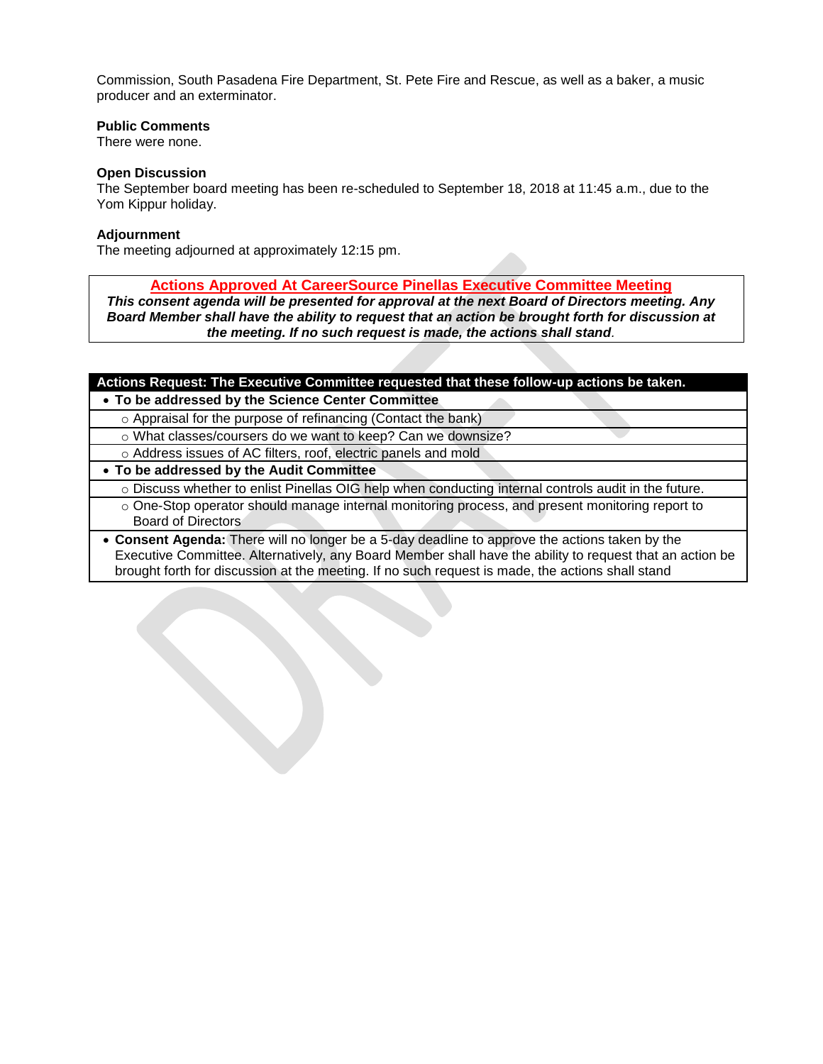Commission, South Pasadena Fire Department, St. Pete Fire and Rescue, as well as a baker, a music producer and an exterminator.

**Public Comments**
There were none.

**Open Discussion**
The September board meeting has been re-scheduled to September 18, 2018 at 11:45 a.m., due to the Yom Kippur holiday.

**Adjournment**
The meeting adjourned at approximately 12:15 pm.

**Actions Approved At CareerSource Pinellas Executive Committee Meeting**

***This consent agenda will be presented for approval at the next Board of Directors meeting. Any Board Member shall have the ability to request that an action be brought forth for discussion at the meeting. If no such request is made, the actions shall stand.***

| **Actions Request: The Executive Committee requested that these follow-up actions be taken.** |
| --- |
| • **To be addressed by the Science Center Committee** |
| ○ Appraisal for the purpose of refinancing (Contact the bank) |
| ○ What classes/coursers do we want to keep? Can we downsize? |
| ○ Address issues of AC filters, roof, electric panels and mold |
| • **To be addressed by the Audit Committee** |
| ○ Discuss whether to enlist Pinellas OIG help when conducting internal controls audit in the future. |
| ○ One-Stop operator should manage internal monitoring process, and present monitoring report to Board of Directors |
| • **Consent Agenda:** There will no longer be a 5-day deadline to approve the actions taken by the Executive Committee. Alternatively, any Board Member shall have the ability to request that an action be brought forth for discussion at the meeting. If no such request is made, the actions shall stand |